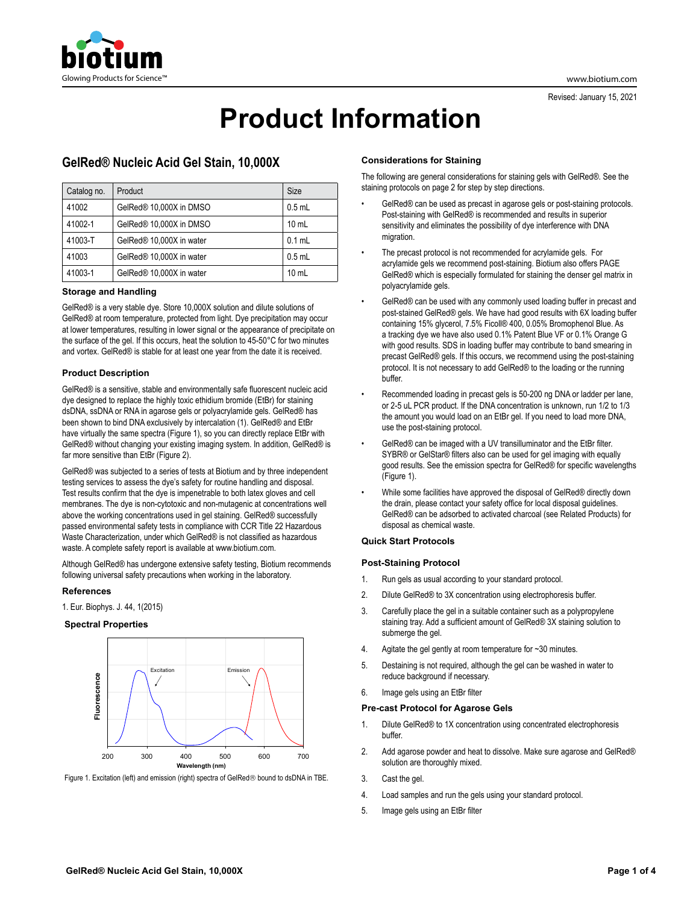Revised: January 15, 2021

# Product Information

## GelRed® Nucleic Acid Gel Stain, 10,000X

| Catalog no. | Product | Size |
| --- | --- | --- |
| 41002 | GelRed® 10,000X in DMSO | 0.5 mL |
| 41002-1 | GelRed® 10,000X in DMSO | 10 mL |
| 41003-T | GelRed® 10,000X in water | 0.1 mL |
| 41003 | GelRed® 10,000X in water | 0.5 mL |
| 41003-1 | GelRed® 10,000X in water | 10 mL |

### Storage and Handling

GelRed® is a very stable dye. Store 10,000X solution and dilute solutions of GelRed® at room temperature, protected from light. Dye precipitation may occur at lower temperatures, resulting in lower signal or the appearance of precipitate on the surface of the gel. If this occurs, heat the solution to 45-50°C for two minutes and vortex. GelRed® is stable for at least one year from the date it is received.

### Product Description

GelRed® is a sensitive, stable and environmentally safe fluorescent nucleic acid dye designed to replace the highly toxic ethidium bromide (EtBr) for staining dsDNA, ssDNA or RNA in agarose gels or polyacrylamide gels. GelRed® has been shown to bind DNA exclusively by intercalation (1). GelRed® and EtBr have virtually the same spectra (Figure 1), so you can directly replace EtBr with GelRed® without changing your existing imaging system. In addition, GelRed® is far more sensitive than EtBr (Figure 2).

GelRed® was subjected to a series of tests at Biotium and by three independent testing services to assess the dye's safety for routine handling and disposal. Test results confirm that the dye is impenetrable to both latex gloves and cell membranes. The dye is non-cytotoxic and non-mutagenic at concentrations well above the working concentrations used in gel staining. GelRed® successfully passed environmental safety tests in compliance with CCR Title 22 Hazardous Waste Characterization, under which GelRed® is not classified as hazardous waste. A complete safety report is available at www.biotium.com.

Although GelRed® has undergone extensive safety testing, Biotium recommends following universal safety precautions when working in the laboratory.

### References

1. Eur. Biophys. J. 44, 1(2015)

### Spectral Properties

Figure 1. Excitation (left) and emission (right) spectra of GelRed® bound to dsDNA in TBE.

### Considerations for Staining

The following are general considerations for staining gels with GelRed®. See the staining protocols on page 2 for step by step directions.

- GelRed® can be used as precast in agarose gels or post-staining protocols. Post-staining with GelRed® is recommended and results in superior sensitivity and eliminates the possibility of dye interference with DNA migration.
- The precast protocol is not recommended for acrylamide gels. For acrylamide gels we recommend post-staining. Biotium also offers PAGE GelRed® which is especially formulated for staining the denser gel matrix in polyacrylamide gels.
- GelRed® can be used with any commonly used loading buffer in precast and post-stained GelRed® gels. We have had good results with 6X loading buffer containing 15% glycerol, 7.5% Ficoll® 400, 0.05% Bromophenol Blue. As a tracking dye we have also used 0.1% Patent Blue VF or 0.1% Orange G with good results. SDS in loading buffer may contribute to band smearing in precast GelRed® gels. If this occurs, we recommend using the post-staining protocol. It is not necessary to add GelRed® to the loading or the running buffer.
- Recommended loading in precast gels is 50-200 ng DNA or ladder per lane, or 2-5 uL PCR product. If the DNA concentration is unknown, run 1/2 to 1/3 the amount you would load on an EtBr gel. If you need to load more DNA, use the post-staining protocol.
- GelRed® can be imaged with a UV transilluminator and the EtBr filter. SYBR® or GelStar® filters also can be used for gel imaging with equally good results. See the emission spectra for GelRed® for specific wavelengths (Figure 1).
- While some facilities have approved the disposal of GelRed® directly down the drain, please contact your safety office for local disposal guidelines. GelRed® can be adsorbed to activated charcoal (see Related Products) for disposal as chemical waste.

### Quick Start Protocols

#### Post-Staining Protocol

1. Run gels as usual according to your standard protocol.
2. Dilute GelRed® to 3X concentration using electrophoresis buffer.
3. Carefully place the gel in a suitable container such as a polypropylene staining tray. Add a sufficient amount of GelRed® 3X staining solution to submerge the gel.
4. Agitate the gel gently at room temperature for ~30 minutes.
5. Destaining is not required, although the gel can be washed in water to reduce background if necessary.
6. Image gels using an EtBr filter

#### Pre-cast Protocol for Agarose Gels

1. Dilute GelRed® to 1X concentration using concentrated electrophoresis buffer.
2. Add agarose powder and heat to dissolve. Make sure agarose and GelRed® solution are thoroughly mixed.
3. Cast the gel.
4. Load samples and run the gels using your standard protocol.
5. Image gels using an EtBr filter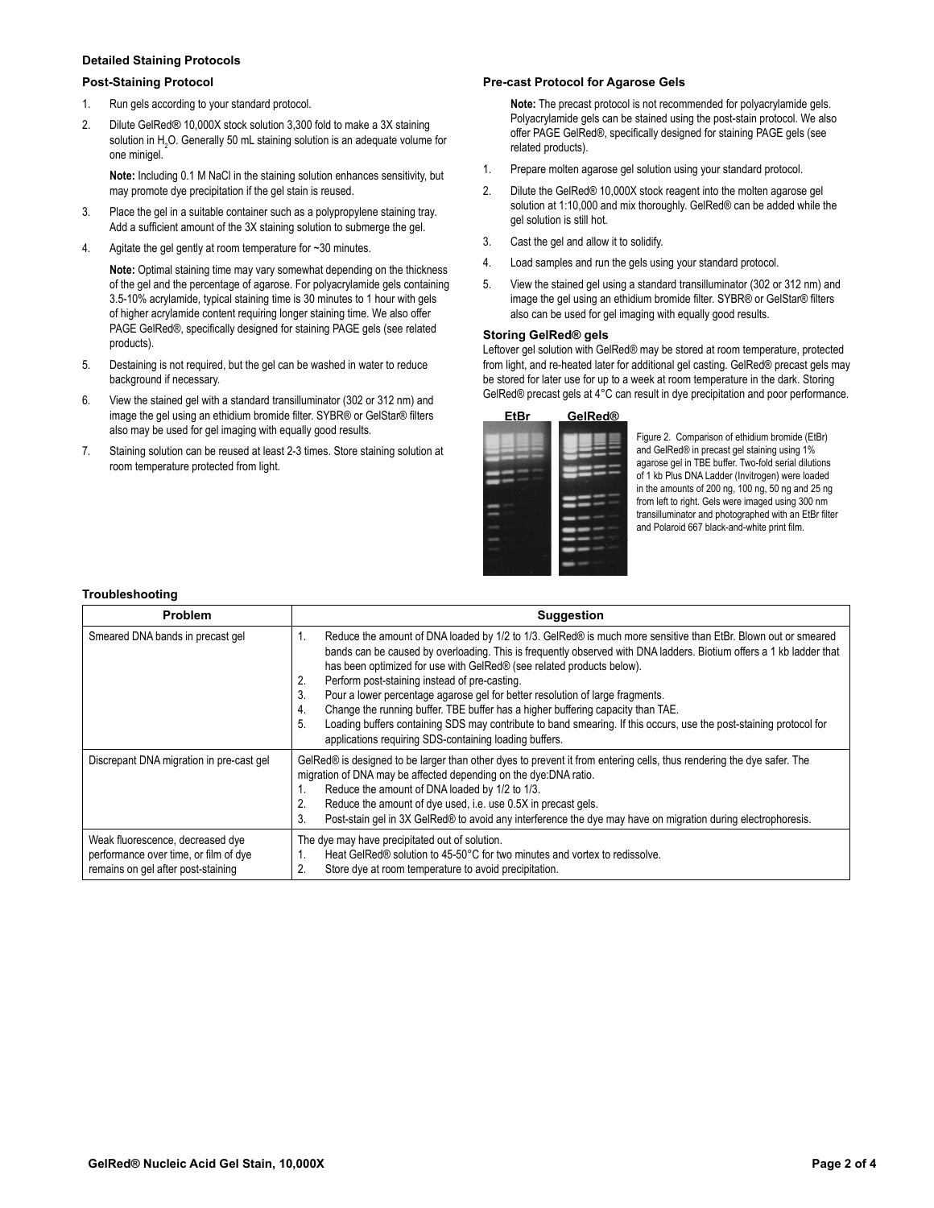### Detailed Staining Protocols

#### Post-Staining Protocol

1. Run gels according to your standard protocol.
2. Dilute GelRed® 10,000X stock solution 3,300 fold to make a 3X staining solution in $H_2O$. Generally 50 mL staining solution is an adequate volume for one minigel.

   **Note:** Including 0.1 M NaCl in the staining solution enhances sensitivity, but may promote dye precipitation if the gel stain is reused.
3. Place the gel in a suitable container such as a polypropylene staining tray. Add a sufficient amount of the 3X staining solution to submerge the gel.
4. Agitate the gel gently at room temperature for ~30 minutes.

   **Note:** Optimal staining time may vary somewhat depending on the thickness of the gel and the percentage of agarose. For polyacrylamide gels containing 3.5-10% acrylamide, typical staining time is 30 minutes to 1 hour with gels of higher acrylamide content requiring longer staining time. We also offer PAGE GelRed®, specifically designed for staining PAGE gels (see related products).
5. Destaining is not required, but the gel can be washed in water to reduce background if necessary.
6. View the stained gel with a standard transilluminator (302 or 312 nm) and image the gel using an ethidium bromide filter. SYBR® or GelStar® filters also may be used for gel imaging with equally good results.
7. Staining solution can be reused at least 2-3 times. Store staining solution at room temperature protected from light.

#### Pre-cast Protocol for Agarose Gels

**Note:** The precast protocol is not recommended for polyacrylamide gels. Polyacrylamide gels can be stained using the post-stain protocol. We also offer PAGE GelRed®, specifically designed for staining PAGE gels (see related products).

1. Prepare molten agarose gel solution using your standard protocol.
2. Dilute the GelRed® 10,000X stock reagent into the molten agarose gel solution at 1:10,000 and mix thoroughly. GelRed® can be added while the gel solution is still hot.
3. Cast the gel and allow it to solidify.
4. Load samples and run the gels using your standard protocol.
5. View the stained gel using a standard transilluminator (302 or 312 nm) and image the gel using an ethidium bromide filter. SYBR® or GelStar® filters also can be used for gel imaging with equally good results.

#### Storing GelRed® gels

Leftover gel solution with GelRed® may be stored at room temperature, protected from light, and re-heated later for additional gel casting. GelRed® precast gels may be stored for later use for up to a week at room temperature in the dark. Storing GelRed® precast gels at 4°C can result in dye precipitation and poor performance.

EtBr GelRed®

Figure 2. Comparison of ethidium bromide (EtBr) and GelRed® in precast gel staining using 1% agarose gel in TBE buffer. Two-fold serial dilutions of 1 kb Plus DNA Ladder (Invitrogen) were loaded in the amounts of 200 ng, 100 ng, 50 ng and 25 ng from left to right. Gels were imaged using 300 nm transilluminator and photographed with an EtBr filter and Polaroid 667 black-and-white print film.

### Troubleshooting

| Problem | Suggestion |
|---|---|
| Smeared DNA bands in precast gel | 1. Reduce the amount of DNA loaded by 1/2 to 1/3. GelRed® is much more sensitive than EtBr. Blown out or smeared bands can be caused by overloading. This is frequently observed with DNA ladders. Biotium offers a 1 kb ladder that has been optimized for use with GelRed® (see related products below).<br>2. Perform post-staining instead of pre-casting.<br>3. Pour a lower percentage agarose gel for better resolution of large fragments.<br>4. Change the running buffer. TBE buffer has a higher buffering capacity than TAE.<br>5. Loading buffers containing SDS may contribute to band smearing. If this occurs, use the post-staining protocol for applications requiring SDS-containing loading buffers. |
| Discrepant DNA migration in pre-cast gel | GelRed® is designed to be larger than other dyes to prevent it from entering cells, thus rendering the dye safer. The migration of DNA may be affected depending on the dye:DNA ratio.<br>1. Reduce the amount of DNA loaded by 1/2 to 1/3.<br>2. Reduce the amount of dye used, i.e. use 0.5X in precast gels.<br>3. Post-stain gel in 3X GelRed® to avoid any interference the dye may have on migration during electrophoresis. |
| Weak fluorescence, decreased dye performance over time, or film of dye remains on gel after post-staining | The dye may have precipitated out of solution.<br>1. Heat GelRed® solution to 45-50°C for two minutes and vortex to redissolve.<br>2. Store dye at room temperature to avoid precipitation. |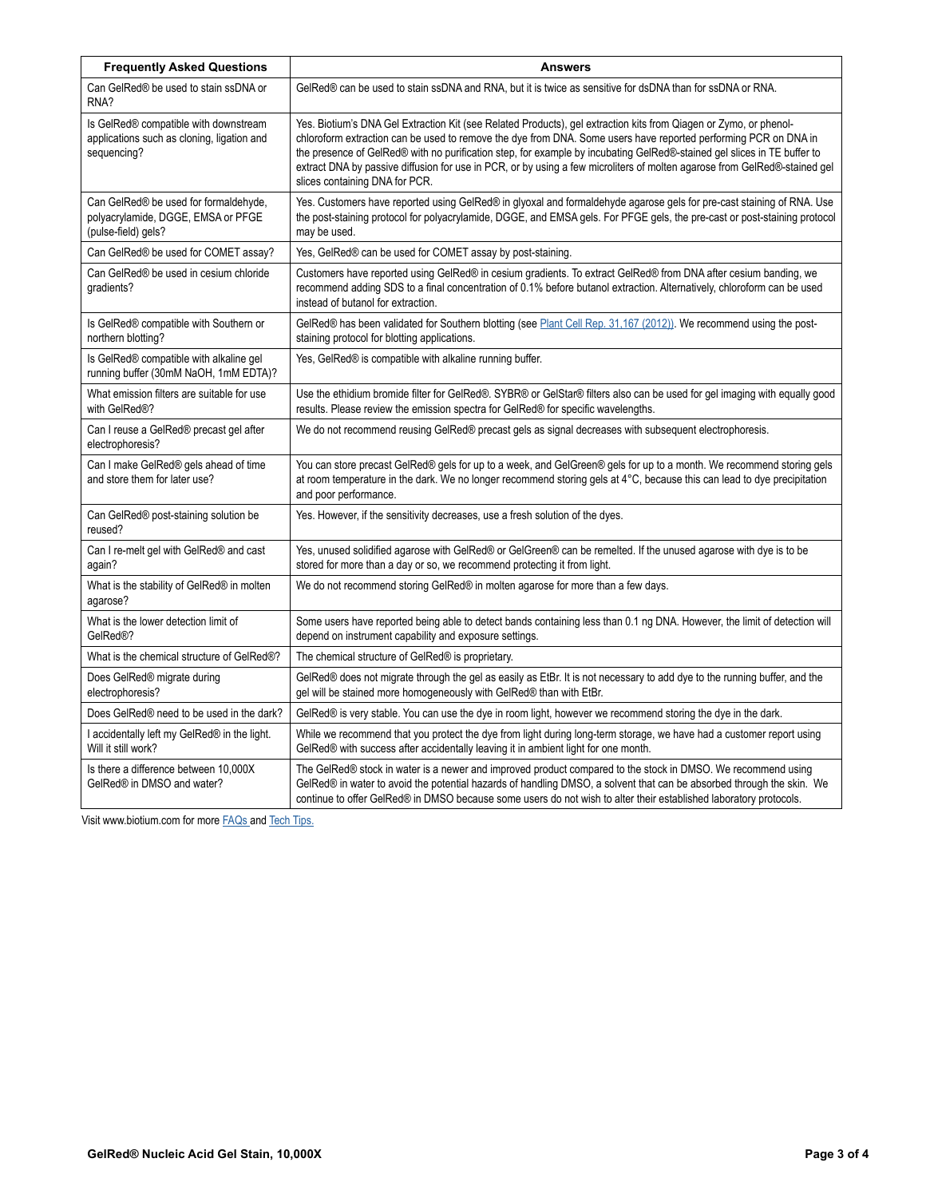| Frequently Asked Questions | Answers |
|---|---|
| Can GelRed® be used to stain ssDNA or RNA? | GelRed® can be used to stain ssDNA and RNA, but it is twice as sensitive for dsDNA than for ssDNA or RNA. |
| Is GelRed® compatible with downstream applications such as cloning, ligation and sequencing? | Yes. Biotium's DNA Gel Extraction Kit (see Related Products), gel extraction kits from Qiagen or Zymo, or phenol-chloroform extraction can be used to remove the dye from DNA. Some users have reported performing PCR on DNA in the presence of GelRed® with no purification step, for example by incubating GelRed®-stained gel slices in TE buffer to extract DNA by passive diffusion for use in PCR, or by using a few microliters of molten agarose from GelRed®-stained gel slices containing DNA for PCR. |
| Can GelRed® be used for formaldehyde, polyacrylamide, DGGE, EMSA or PFGE (pulse-field) gels? | Yes. Customers have reported using GelRed® in glyoxal and formaldehyde agarose gels for pre-cast staining of RNA. Use the post-staining protocol for polyacrylamide, DGGE, and EMSA gels. For PFGE gels, the pre-cast or post-staining protocol may be used. |
| Can GelRed® be used for COMET assay? | Yes, GelRed® can be used for COMET assay by post-staining. |
| Can GelRed® be used in cesium chloride gradients? | Customers have reported using GelRed® in cesium gradients. To extract GelRed® from DNA after cesium banding, we recommend adding SDS to a final concentration of 0.1% before butanol extraction. Alternatively, chloroform can be used instead of butanol for extraction. |
| Is GelRed® compatible with Southern or northern blotting? | GelRed® has been validated for Southern blotting (see Plant Cell Rep. 31,167 (2012)). We recommend using the post-staining protocol for blotting applications. |
| Is GelRed® compatible with alkaline gel running buffer (30mM NaOH, 1mM EDTA)? | Yes, GelRed® is compatible with alkaline running buffer. |
| What emission filters are suitable for use with GelRed®? | Use the ethidium bromide filter for GelRed®. SYBR® or GelStar® filters also can be used for gel imaging with equally good results. Please review the emission spectra for GelRed® for specific wavelengths. |
| Can I reuse a GelRed® precast gel after electrophoresis? | We do not recommend reusing GelRed® precast gels as signal decreases with subsequent electrophoresis. |
| Can I make GelRed® gels ahead of time and store them for later use? | You can store precast GelRed® gels for up to a week, and GelGreen® gels for up to a month. We recommend storing gels at room temperature in the dark. We no longer recommend storing gels at 4°C, because this can lead to dye precipitation and poor performance. |
| Can GelRed® post-staining solution be reused? | Yes. However, if the sensitivity decreases, use a fresh solution of the dyes. |
| Can I re-melt gel with GelRed® and cast again? | Yes, unused solidified agarose with GelRed® or GelGreen® can be remelted. If the unused agarose with dye is to be stored for more than a day or so, we recommend protecting it from light. |
| What is the stability of GelRed® in molten agarose? | We do not recommend storing GelRed® in molten agarose for more than a few days. |
| What is the lower detection limit of GelRed®? | Some users have reported being able to detect bands containing less than 0.1 ng DNA. However, the limit of detection will depend on instrument capability and exposure settings. |
| What is the chemical structure of GelRed®? | The chemical structure of GelRed® is proprietary. |
| Does GelRed® migrate during electrophoresis? | GelRed® does not migrate through the gel as easily as EtBr. It is not necessary to add dye to the running buffer, and the gel will be stained more homogeneously with GelRed® than with EtBr. |
| Does GelRed® need to be used in the dark? | GelRed® is very stable. You can use the dye in room light, however we recommend storing the dye in the dark. |
| I accidentally left my GelRed® in the light. Will it still work? | While we recommend that you protect the dye from light during long-term storage, we have had a customer report using GelRed® with success after accidentally leaving it in ambient light for one month. |
| Is there a difference between 10,000X GelRed® in DMSO and water? | The GelRed® stock in water is a newer and improved product compared to the stock in DMSO. We recommend using GelRed® in water to avoid the potential hazards of handling DMSO, a solvent that can be absorbed through the skin. We continue to offer GelRed® in DMSO because some users do not wish to alter their established laboratory protocols. |

Visit www.biotium.com for more FAQs and Tech Tips.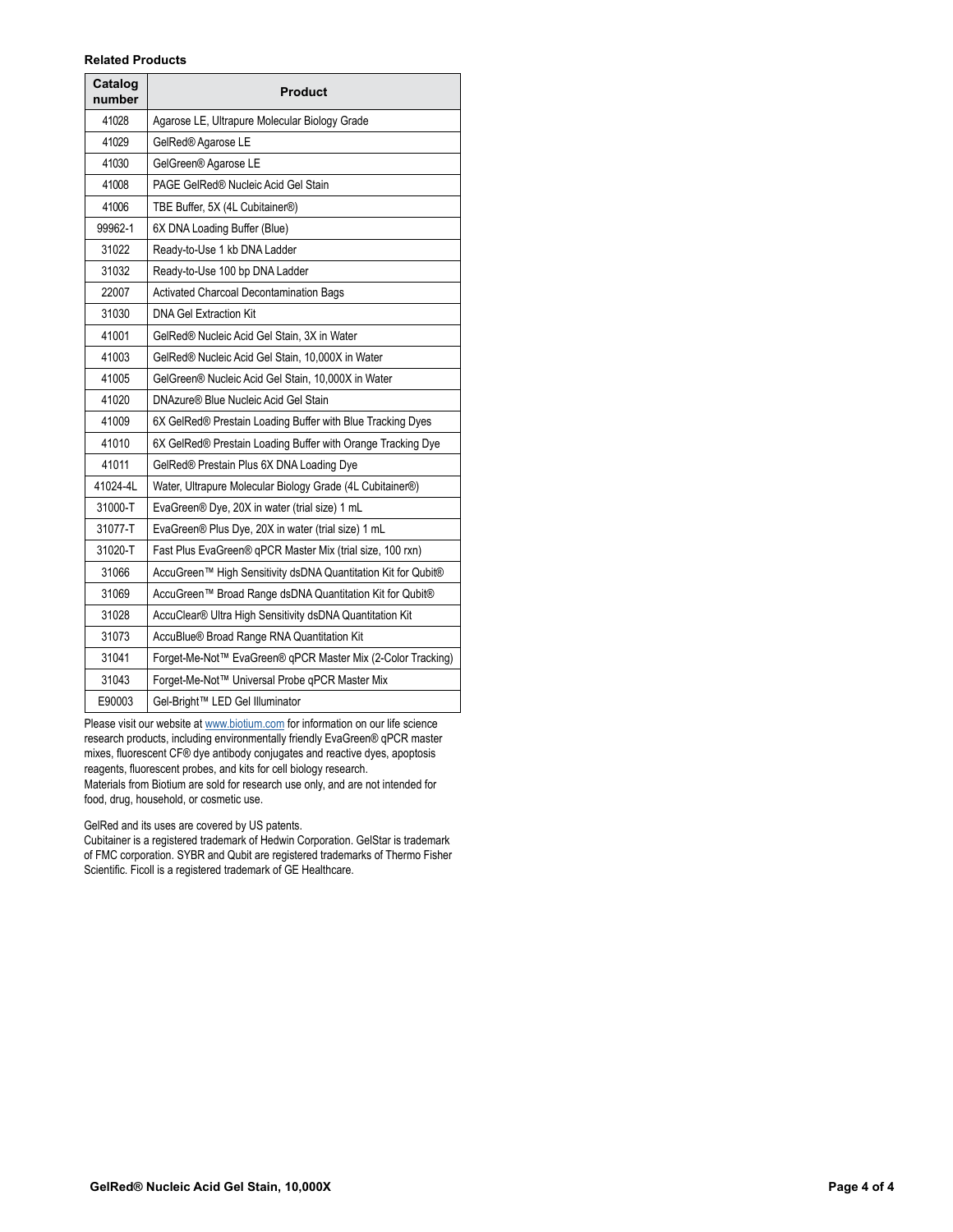**Related Products**

| Catalog number | Product |
|---|---|
| 41028 | Agarose LE, Ultrapure Molecular Biology Grade |
| 41029 | GelRed® Agarose LE |
| 41030 | GelGreen® Agarose LE |
| 41008 | PAGE GelRed® Nucleic Acid Gel Stain |
| 41006 | TBE Buffer, 5X (4L Cubitainer®) |
| 99962-1 | 6X DNA Loading Buffer (Blue) |
| 31022 | Ready-to-Use 1 kb DNA Ladder |
| 31032 | Ready-to-Use 100 bp DNA Ladder |
| 22007 | Activated Charcoal Decontamination Bags |
| 31030 | DNA Gel Extraction Kit |
| 41001 | GelRed® Nucleic Acid Gel Stain, 3X in Water |
| 41003 | GelRed® Nucleic Acid Gel Stain, 10,000X in Water |
| 41005 | GelGreen® Nucleic Acid Gel Stain, 10,000X in Water |
| 41020 | DNAzure® Blue Nucleic Acid Gel Stain |
| 41009 | 6X GelRed® Prestain Loading Buffer with Blue Tracking Dyes |
| 41010 | 6X GelRed® Prestain Loading Buffer with Orange Tracking Dye |
| 41011 | GelRed® Prestain Plus 6X DNA Loading Dye |
| 41024-4L | Water, Ultrapure Molecular Biology Grade (4L Cubitainer®) |
| 31000-T | EvaGreen® Dye, 20X in water (trial size) 1 mL |
| 31077-T | EvaGreen® Plus Dye, 20X in water (trial size) 1 mL |
| 31020-T | Fast Plus EvaGreen® qPCR Master Mix (trial size, 100 rxn) |
| 31066 | AccuGreen™ High Sensitivity dsDNA Quantitation Kit for Qubit® |
| 31069 | AccuGreen™ Broad Range dsDNA Quantitation Kit for Qubit® |
| 31028 | AccuClear® Ultra High Sensitivity dsDNA Quantitation Kit |
| 31073 | AccuBlue® Broad Range RNA Quantitation Kit |
| 31041 | Forget-Me-Not™ EvaGreen® qPCR Master Mix (2-Color Tracking) |
| 31043 | Forget-Me-Not™ Universal Probe qPCR Master Mix |
| E90003 | Gel-Bright™ LED Gel Illuminator |

Please visit our website at www.biotium.com for information on our life science research products, including environmentally friendly EvaGreen® qPCR master mixes, fluorescent CF® dye antibody conjugates and reactive dyes, apoptosis reagents, fluorescent probes, and kits for cell biology research.
Materials from Biotium are sold for research use only, and are not intended for food, drug, household, or cosmetic use.

GelRed and its uses are covered by US patents.
Cubitainer is a registered trademark of Hedwin Corporation. GelStar is trademark of FMC corporation. SYBR and Qubit are registered trademarks of Thermo Fisher Scientific. Ficoll is a registered trademark of GE Healthcare.